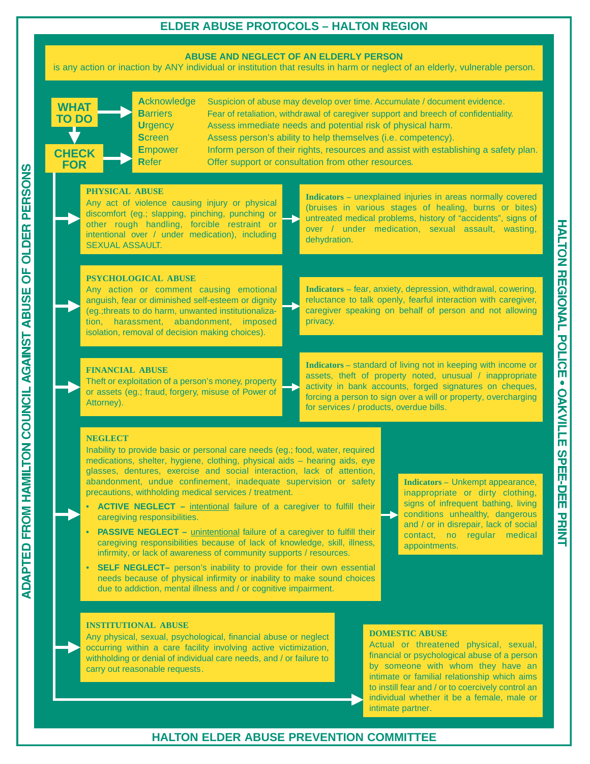# ELDER ABUSE PROTOCOLS – HALTON REGION

**ABUSE AND NEGLECT OF AN ELDERLY PERSON**
is any action or inaction by ANY individual or institution that results in harm or neglect of an elderly, vulnerable person.

## WHAT TO DO / CHECK FOR

| | |
|---|---|
| **A**cknowledge | Suspicion of abuse may develop over time. Accumulate / document evidence. |
| **B**arriers | Fear of retaliation, withdrawal of caregiver support and breech of confidentiality. |
| **U**rgency | Assess immediate needs and potential risk of physical harm. |
| **S**creen | Assess person's ability to help themselves (i.e. competency). |
| **E**mpower | Inform person of their rights, resources and assist with establishing a safety plan. |
| **R**efer | Offer support or consultation from other resources. |

### PHYSICAL ABUSE

Any act of violence causing injury or physical discomfort (eg.; slapping, pinching, punching or other rough handling, forcible restraint or intentional over / under medication), including SEXUAL ASSAULT.

**Indicators** – unexplained injuries in areas normally covered (bruises in various stages of healing, burns or bites) untreated medical problems, history of "accidents", signs of over / under medication, sexual assault, wasting, dehydration.

### PSYCHOLOGICAL ABUSE

Any action or comment causing emotional anguish, fear or diminished self-esteem or dignity (eg.;threats to do harm, unwanted institutionalization, harassment, abandonment, imposed isolation, removal of decision making choices).

**Indicators** – fear, anxiety, depression, withdrawal, cowering, reluctance to talk openly, fearful interaction with caregiver, caregiver speaking on behalf of person and not allowing privacy.

### FINANCIAL ABUSE

Theft or exploitation of a person's money, property or assets (eg.; fraud, forgery, misuse of Power of Attorney).

**Indicators** – standard of living not in keeping with income or assets, theft of property noted, unusual / inappropriate activity in bank accounts, forged signatures on cheques, forcing a person to sign over a will or property, overcharging for services / products, overdue bills.

### NEGLECT

Inability to provide basic or personal care needs (eg.; food, water, required medications, shelter, hygiene, clothing, physical aids – hearing aids, eye glasses, dentures, exercise and social interaction, lack of attention, abandonment, undue confinement, inadequate supervision or safety precautions, withholding medical services / treatment.

- **ACTIVE NEGLECT –** intentional failure of a caregiver to fulfill their caregiving responsibilities.
- **PASSIVE NEGLECT –** unintentional failure of a caregiver to fulfill their caregiving responsibilities because of lack of knowledge, skill, illness, infirmity, or lack of awareness of community supports / resources.
- **SELF NEGLECT–** person's inability to provide for their own essential needs because of physical infirmity or inability to make sound choices due to addiction, mental illness and / or cognitive impairment.

**Indicators** – Unkempt appearance, inappropriate or dirty clothing, signs of infrequent bathing, living conditions unhealthy, dangerous and / or in disrepair, lack of social contact, no regular medical appointments.

### INSTITUTIONAL ABUSE

Any physical, sexual, psychological, financial abuse or neglect occurring within a care facility involving active victimization, withholding or denial of individual care needs, and / or failure to carry out reasonable requests.

### DOMESTIC ABUSE

Actual or threatened physical, sexual, financial or psychological abuse of a person by someone with whom they have an intimate or familial relationship which aims to instill fear and / or to coercively control an individual whether it be a female, male or intimate partner.

ADAPTED FROM HAMILTON COUNCIL AGAINST ABUSE OF OLDER PERSONS

HALTON REGIONAL POLICE • OAKVILLE SPEE-DEE PRINT

**HALTON ELDER ABUSE PREVENTION COMMITTEE**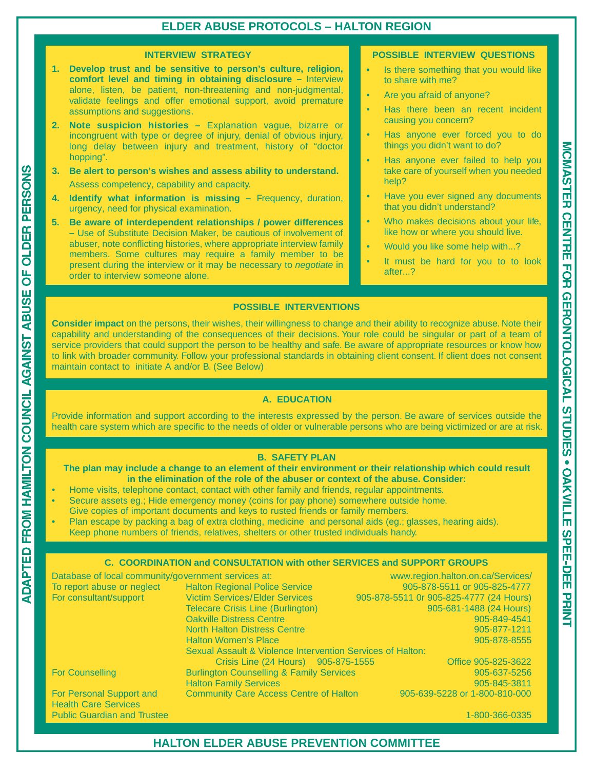# ELDER ABUSE PROTOCOLS – HALTON REGION

## INTERVIEW STRATEGY

1. **Develop trust and be sensitive to person's culture, religion, comfort level and timing in obtaining disclosure –** Interview alone, listen, be patient, non-threatening and non-judgmental, validate feelings and offer emotional support, avoid premature assumptions and suggestions.
2. **Note suspicion histories –** Explanation vague, bizarre or incongruent with type or degree of injury, denial of obvious injury, long delay between injury and treatment, history of "doctor hopping".
3. **Be alert to person's wishes and assess ability to understand.** Assess competency, capability and capacity.
4. **Identify what information is missing –** Frequency, duration, urgency, need for physical examination.
5. **Be aware of interdependent relationships / power differences –** Use of Substitute Decision Maker, be cautious of involvement of abuser, note conflicting histories, where appropriate interview family members. Some cultures may require a family member to be present during the interview or it may be necessary to *negotiate* in order to interview someone alone.

## POSSIBLE INTERVIEW QUESTIONS

- Is there something that you would like to share with me?
- Are you afraid of anyone?
- Has there been an recent incident causing you concern?
- Has anyone ever forced you to do things you didn't want to do?
- Has anyone ever failed to help you take care of yourself when you needed help?
- Have you ever signed any documents that you didn't understand?
- Who makes decisions about your life, like how or where you should live.
- Would you like some help with...?
- It must be hard for you to to look after...?

## POSSIBLE INTERVENTIONS

**Consider impact** on the persons, their wishes, their willingness to change and their ability to recognize abuse. Note their capability and understanding of the consequences of their decisions. Your role could be singular or part of a team of service providers that could support the person to be healthy and safe. Be aware of appropriate resources or know how to link with broader community. Follow your professional standards in obtaining client consent. If client does not consent maintain contact to initiate A and/or B. (See Below)

## A. EDUCATION

Provide information and support according to the interests expressed by the person. Be aware of services outside the health care system which are specific to the needs of older or vulnerable persons who are being victimized or are at risk.

## B. SAFETY PLAN

**The plan may include a change to an element of their environment or their relationship which could result in the elimination of the role of the abuser or context of the abuse. Consider:**

- Home visits, telephone contact, contact with other family and friends, regular appointments.
- Secure assets eg.; Hide emergency money (coins for pay phone) somewhere outside home. Give copies of important documents and keys to rusted friends or family members.
- Plan escape by packing a bag of extra clothing, medicine and personal aids (eg.; glasses, hearing aids). Keep phone numbers of friends, relatives, shelters or other trusted individuals handy.

## C. COORDINATION and CONSULTATION with other SERVICES and SUPPORT GROUPS

| | | |
|---|---|---|
| Database of local community/government services at: | | www.region.halton.on.ca/Services/ |
| To report abuse or neglect | Halton Regional Police Service | 905-878-5511 or 905-825-4777 |
| For consultant/support | Victim Services/Elder Services | 905-878-5511 0r 905-825-4777 (24 Hours) |
| | Telecare Crisis Line (Burlington) | 905-681-1488 (24 Hours) |
| | Oakville Distress Centre | 905-849-4541 |
| | North Halton Distress Centre | 905-877-1211 |
| | Halton Women's Place | 905-878-8555 |
| | Sexual Assault & Violence Intervention Services of Halton: Crisis Line (24 Hours) 905-875-1555 | Office 905-825-3622 |
| For Counselling | Burlington Counselling & Family Services | 905-637-5256 |
| | Halton Family Services | 905-845-3811 |
| For Personal Support and Health Care Services | Community Care Access Centre of Halton | 905-639-5228 or 1-800-810-000 |
| Public Guardian and Trustee | | 1-800-366-0335 |

ADAPTED FROM HAMILTON COUNCIL AGAINST ABUSE OF OLDER PERSONS

MCMASTER CENTRE FOR GERONTOLOGICAL STUDIES • OAKVILLE SPEE-DEE PRINT

HALTON ELDER ABUSE PREVENTION COMMITTEE